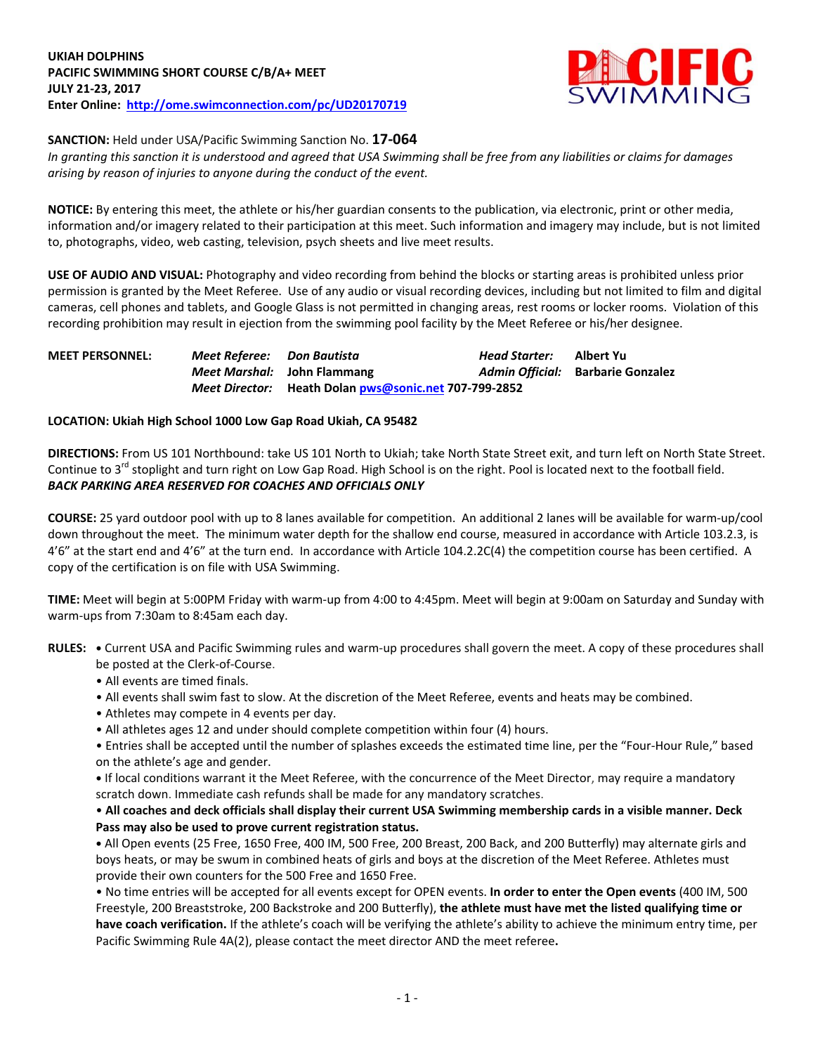**UKIAH DOLPHINS**
**PACIFIC SWIMMING SHORT COURSE C/B/A+ MEET**
**JULY 21-23, 2017**
**Enter Online: http://ome.swimconnection.com/pc/UD20170719**

**SANCTION:** Held under USA/Pacific Swimming Sanction No. **17-064**
*In granting this sanction it is understood and agreed that USA Swimming shall be free from any liabilities or claims for damages arising by reason of injuries to anyone during the conduct of the event.*

**NOTICE:** By entering this meet, the athlete or his/her guardian consents to the publication, via electronic, print or other media, information and/or imagery related to their participation at this meet. Such information and imagery may include, but is not limited to, photographs, video, web casting, television, psych sheets and live meet results.

**USE OF AUDIO AND VISUAL:** Photography and video recording from behind the blocks or starting areas is prohibited unless prior permission is granted by the Meet Referee. Use of any audio or visual recording devices, including but not limited to film and digital cameras, cell phones and tablets, and Google Glass is not permitted in changing areas, rest rooms or locker rooms. Violation of this recording prohibition may result in ejection from the swimming pool facility by the Meet Referee or his/her designee.

**MEET PERSONNEL:**

*Meet Referee:* *Don Bautista* — *Head Starter:* **Albert Yu**
*Meet Marshal:* **John Flammang** — *Admin Official:* **Barbarie Gonzalez**
*Meet Director:* **Heath Dolan pws@sonic.net 707-799-2852**

**LOCATION: Ukiah High School 1000 Low Gap Road Ukiah, CA 95482**

**DIRECTIONS:** From US 101 Northbound: take US 101 North to Ukiah; take North State Street exit, and turn left on North State Street. Continue to 3rd stoplight and turn right on Low Gap Road. High School is on the right. Pool is located next to the football field.
***BACK PARKING AREA RESERVED FOR COACHES AND OFFICIALS ONLY***

**COURSE:** 25 yard outdoor pool with up to 8 lanes available for competition. An additional 2 lanes will be available for warm-up/cool down throughout the meet. The minimum water depth for the shallow end course, measured in accordance with Article 103.2.3, is 4'6" at the start end and 4'6" at the turn end. In accordance with Article 104.2.2C(4) the competition course has been certified. A copy of the certification is on file with USA Swimming.

**TIME:** Meet will begin at 5:00PM Friday with warm-up from 4:00 to 4:45pm. Meet will begin at 9:00am on Saturday and Sunday with warm-ups from 7:30am to 8:45am each day.

**RULES:**

- Current USA and Pacific Swimming rules and warm-up procedures shall govern the meet. A copy of these procedures shall be posted at the Clerk-of-Course.
- All events are timed finals.
- All events shall swim fast to slow. At the discretion of the Meet Referee, events and heats may be combined.
- Athletes may compete in 4 events per day.
- All athletes ages 12 and under should complete competition within four (4) hours.
- Entries shall be accepted until the number of splashes exceeds the estimated time line, per the "Four-Hour Rule," based on the athlete's age and gender.
- If local conditions warrant it the Meet Referee, with the concurrence of the Meet Director, may require a mandatory scratch down. Immediate cash refunds shall be made for any mandatory scratches.
- **All coaches and deck officials shall display their current USA Swimming membership cards in a visible manner. Deck Pass may also be used to prove current registration status.**
- All Open events (25 Free, 1650 Free, 400 IM, 500 Free, 200 Breast, 200 Back, and 200 Butterfly) may alternate girls and boys heats, or may be swum in combined heats of girls and boys at the discretion of the Meet Referee. Athletes must provide their own counters for the 500 Free and 1650 Free.
- No time entries will be accepted for all events except for OPEN events. **In order to enter the Open events** (400 IM, 500 Freestyle, 200 Breaststroke, 200 Backstroke and 200 Butterfly), **the athlete must have met the listed qualifying time or have coach verification.** If the athlete's coach will be verifying the athlete's ability to achieve the minimum entry time, per Pacific Swimming Rule 4A(2), please contact the meet director AND the meet referee**.**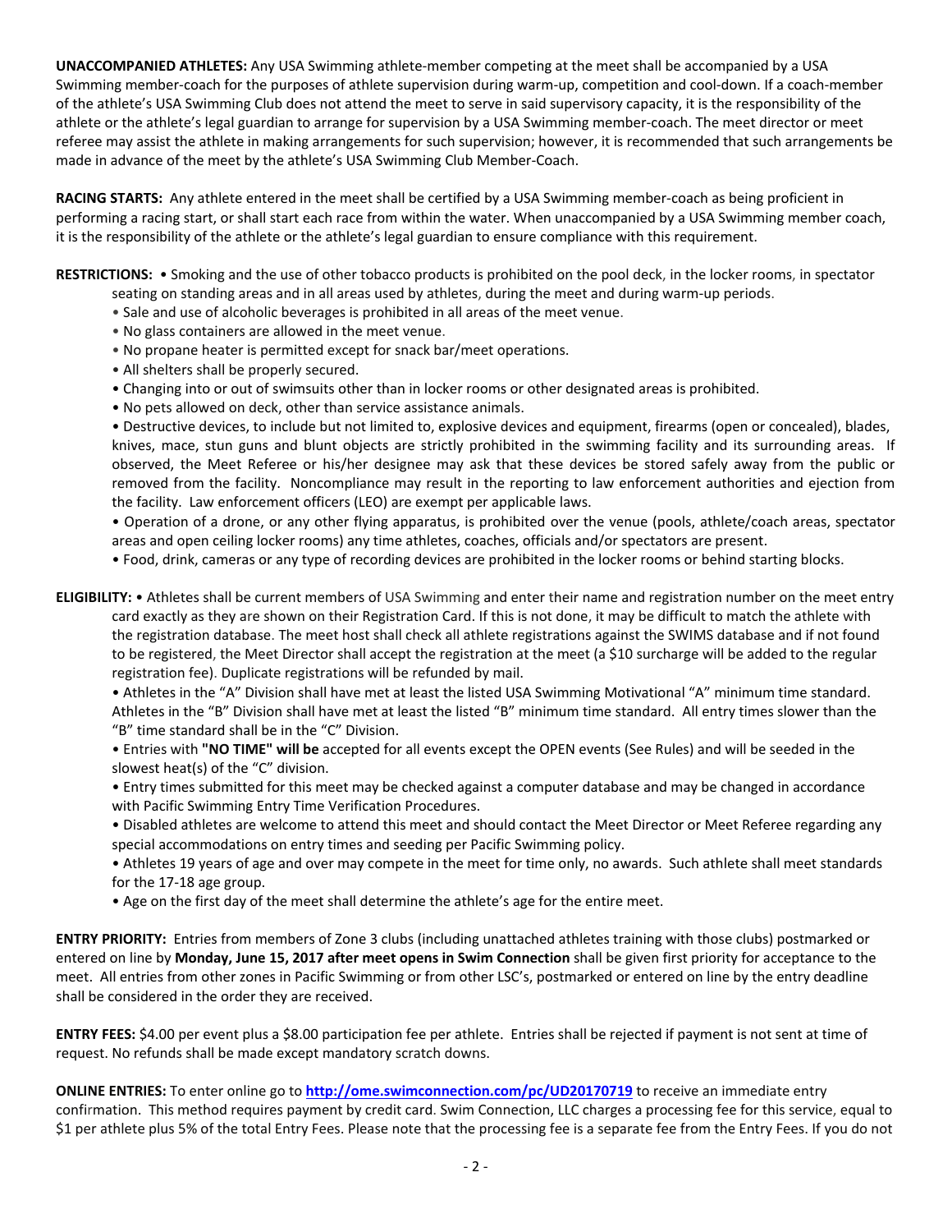**UNACCOMPANIED ATHLETES:** Any USA Swimming athlete-member competing at the meet shall be accompanied by a USA Swimming member-coach for the purposes of athlete supervision during warm-up, competition and cool-down. If a coach-member of the athlete's USA Swimming Club does not attend the meet to serve in said supervisory capacity, it is the responsibility of the athlete or the athlete's legal guardian to arrange for supervision by a USA Swimming member-coach. The meet director or meet referee may assist the athlete in making arrangements for such supervision; however, it is recommended that such arrangements be made in advance of the meet by the athlete's USA Swimming Club Member-Coach.

**RACING STARTS:** Any athlete entered in the meet shall be certified by a USA Swimming member-coach as being proficient in performing a racing start, or shall start each race from within the water. When unaccompanied by a USA Swimming member coach, it is the responsibility of the athlete or the athlete's legal guardian to ensure compliance with this requirement.

**RESTRICTIONS:**
- Smoking and the use of other tobacco products is prohibited on the pool deck, in the locker rooms, in spectator seating on standing areas and in all areas used by athletes, during the meet and during warm-up periods.
- Sale and use of alcoholic beverages is prohibited in all areas of the meet venue.
- No glass containers are allowed in the meet venue.
- No propane heater is permitted except for snack bar/meet operations.
- All shelters shall be properly secured.
- Changing into or out of swimsuits other than in locker rooms or other designated areas is prohibited.
- No pets allowed on deck, other than service assistance animals.
- Destructive devices, to include but not limited to, explosive devices and equipment, firearms (open or concealed), blades, knives, mace, stun guns and blunt objects are strictly prohibited in the swimming facility and its surrounding areas. If observed, the Meet Referee or his/her designee may ask that these devices be stored safely away from the public or removed from the facility. Noncompliance may result in the reporting to law enforcement authorities and ejection from the facility. Law enforcement officers (LEO) are exempt per applicable laws.
- Operation of a drone, or any other flying apparatus, is prohibited over the venue (pools, athlete/coach areas, spectator areas and open ceiling locker rooms) any time athletes, coaches, officials and/or spectators are present.
- Food, drink, cameras or any type of recording devices are prohibited in the locker rooms or behind starting blocks.

**ELIGIBILITY:**
- Athletes shall be current members of USA Swimming and enter their name and registration number on the meet entry card exactly as they are shown on their Registration Card. If this is not done, it may be difficult to match the athlete with the registration database. The meet host shall check all athlete registrations against the SWIMS database and if not found to be registered, the Meet Director shall accept the registration at the meet (a $10 surcharge will be added to the regular registration fee). Duplicate registrations will be refunded by mail.
- Athletes in the "A" Division shall have met at least the listed USA Swimming Motivational "A" minimum time standard. Athletes in the "B" Division shall have met at least the listed "B" minimum time standard. All entry times slower than the "B" time standard shall be in the "C" Division.
- Entries with **"NO TIME" will be** accepted for all events except the OPEN events (See Rules) and will be seeded in the slowest heat(s) of the "C" division.
- Entry times submitted for this meet may be checked against a computer database and may be changed in accordance with Pacific Swimming Entry Time Verification Procedures.
- Disabled athletes are welcome to attend this meet and should contact the Meet Director or Meet Referee regarding any special accommodations on entry times and seeding per Pacific Swimming policy.
- Athletes 19 years of age and over may compete in the meet for time only, no awards. Such athlete shall meet standards for the 17-18 age group.
- Age on the first day of the meet shall determine the athlete's age for the entire meet.

**ENTRY PRIORITY:** Entries from members of Zone 3 clubs (including unattached athletes training with those clubs) postmarked or entered on line by **Monday, June 15, 2017 after meet opens in Swim Connection** shall be given first priority for acceptance to the meet. All entries from other zones in Pacific Swimming or from other LSC's, postmarked or entered on line by the entry deadline shall be considered in the order they are received.

**ENTRY FEES:** $4.00 per event plus a $8.00 participation fee per athlete. Entries shall be rejected if payment is not sent at time of request. No refunds shall be made except mandatory scratch downs.

**ONLINE ENTRIES:** To enter online go to **http://ome.swimconnection.com/pc/UD20170719** to receive an immediate entry confirmation. This method requires payment by credit card. Swim Connection, LLC charges a processing fee for this service, equal to $1 per athlete plus 5% of the total Entry Fees. Please note that the processing fee is a separate fee from the Entry Fees. If you do not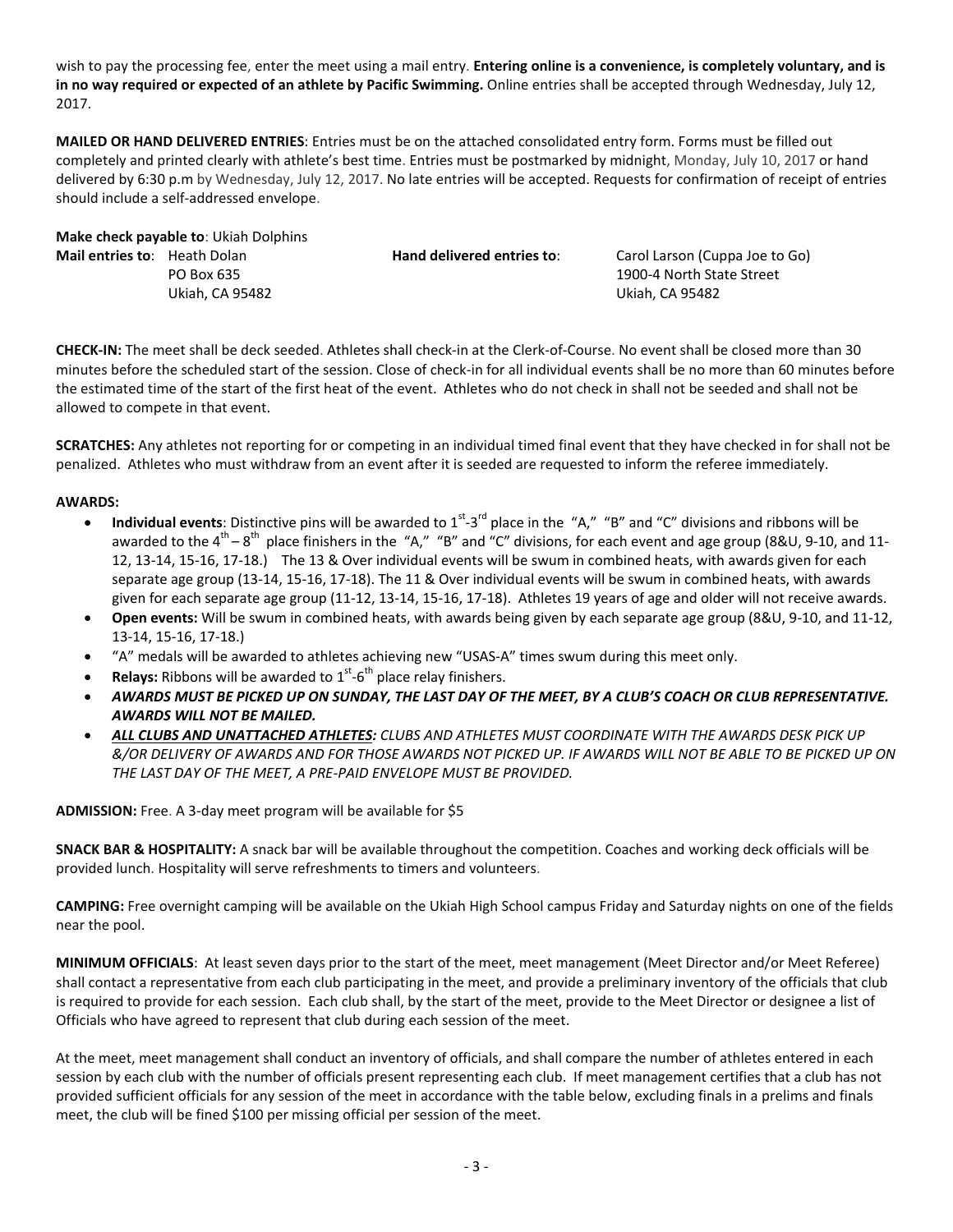wish to pay the processing fee, enter the meet using a mail entry. **Entering online is a convenience, is completely voluntary, and is in no way required or expected of an athlete by Pacific Swimming.** Online entries shall be accepted through Wednesday, July 12, 2017.

**MAILED OR HAND DELIVERED ENTRIES**: Entries must be on the attached consolidated entry form. Forms must be filled out completely and printed clearly with athlete's best time. Entries must be postmarked by midnight, Monday, July 10, 2017 or hand delivered by 6:30 p.m by Wednesday, July 12, 2017. No late entries will be accepted. Requests for confirmation of receipt of entries should include a self-addressed envelope.

**Make check payable to**: Ukiah Dolphins

**Mail entries to**: Heath Dolan
PO Box 635
Ukiah, CA 95482

**Hand delivered entries to**: Carol Larson (Cuppa Joe to Go)
1900-4 North State Street
Ukiah, CA 95482

**CHECK-IN:** The meet shall be deck seeded. Athletes shall check-in at the Clerk-of-Course. No event shall be closed more than 30 minutes before the scheduled start of the session. Close of check-in for all individual events shall be no more than 60 minutes before the estimated time of the start of the first heat of the event. Athletes who do not check in shall not be seeded and shall not be allowed to compete in that event.

**SCRATCHES:** Any athletes not reporting for or competing in an individual timed final event that they have checked in for shall not be penalized. Athletes who must withdraw from an event after it is seeded are requested to inform the referee immediately.

**AWARDS:**

- **Individual events**: Distinctive pins will be awarded to 1st-3rd place in the "A," "B" and "C" divisions and ribbons will be awarded to the 4th – 8th place finishers in the "A," "B" and "C" divisions, for each event and age group (8&U, 9-10, and 11-12, 13-14, 15-16, 17-18.) The 13 & Over individual events will be swum in combined heats, with awards given for each separate age group (13-14, 15-16, 17-18). The 11 & Over individual events will be swum in combined heats, with awards given for each separate age group (11-12, 13-14, 15-16, 17-18). Athletes 19 years of age and older will not receive awards.
- **Open events:** Will be swum in combined heats, with awards being given by each separate age group (8&U, 9-10, and 11-12, 13-14, 15-16, 17-18.)
- "A" medals will be awarded to athletes achieving new "USAS-A" times swum during this meet only.
- **Relays:** Ribbons will be awarded to 1st-6th place relay finishers.
- ***AWARDS MUST BE PICKED UP ON SUNDAY, THE LAST DAY OF THE MEET, BY A CLUB'S COACH OR CLUB REPRESENTATIVE. AWARDS WILL NOT BE MAILED.***
- ***ALL CLUBS AND UNATTACHED ATHLETES:*** *CLUBS AND ATHLETES MUST COORDINATE WITH THE AWARDS DESK PICK UP &/OR DELIVERY OF AWARDS AND FOR THOSE AWARDS NOT PICKED UP. IF AWARDS WILL NOT BE ABLE TO BE PICKED UP ON THE LAST DAY OF THE MEET, A PRE-PAID ENVELOPE MUST BE PROVIDED.*

**ADMISSION:** Free. A 3-day meet program will be available for $5

**SNACK BAR & HOSPITALITY:** A snack bar will be available throughout the competition. Coaches and working deck officials will be provided lunch. Hospitality will serve refreshments to timers and volunteers.

**CAMPING:** Free overnight camping will be available on the Ukiah High School campus Friday and Saturday nights on one of the fields near the pool.

**MINIMUM OFFICIALS**: At least seven days prior to the start of the meet, meet management (Meet Director and/or Meet Referee) shall contact a representative from each club participating in the meet, and provide a preliminary inventory of the officials that club is required to provide for each session. Each club shall, by the start of the meet, provide to the Meet Director or designee a list of Officials who have agreed to represent that club during each session of the meet.

At the meet, meet management shall conduct an inventory of officials, and shall compare the number of athletes entered in each session by each club with the number of officials present representing each club. If meet management certifies that a club has not provided sufficient officials for any session of the meet in accordance with the table below, excluding finals in a prelims and finals meet, the club will be fined $100 per missing official per session of the meet.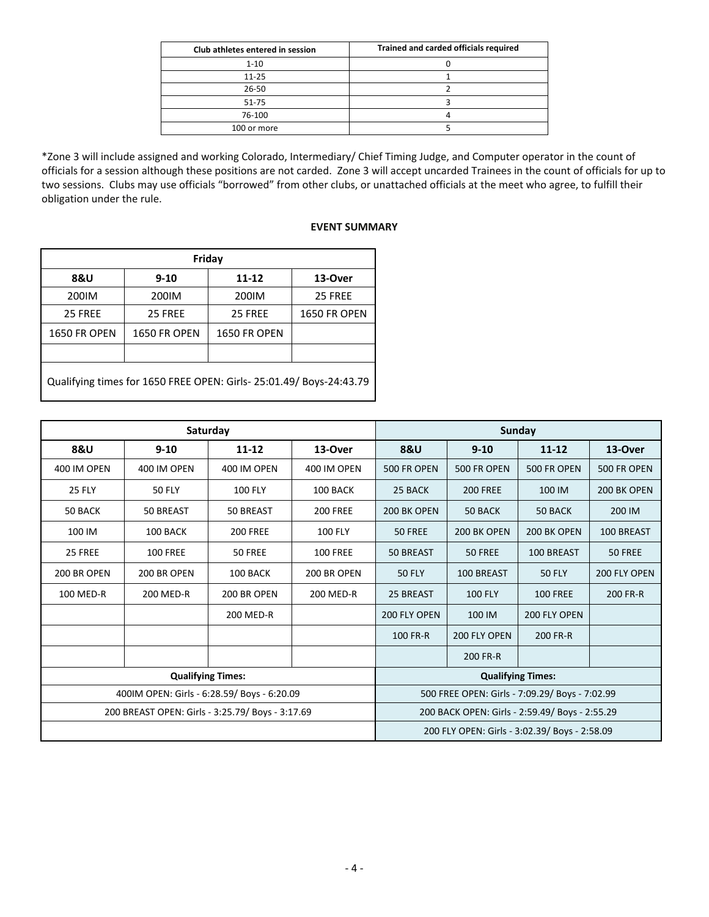| Club athletes entered in session | Trained and carded officials required |
|---|---|
| 1-10 | 0 |
| 11-25 | 1 |
| 26-50 | 2 |
| 51-75 | 3 |
| 76-100 | 4 |
| 100 or more | 5 |

*Zone 3 will include assigned and working Colorado, Intermediary/ Chief Timing Judge, and Computer operator in the count of officials for a session although these positions are not carded. Zone 3 will accept uncarded Trainees in the count of officials for up to two sessions. Clubs may use officials "borrowed" from other clubs, or unattached officials at the meet who agree, to fulfill their obligation under the rule.

**EVENT SUMMARY**

| Friday | | | |
|---|---|---|---|
| **8&U** | **9-10** | **11-12** | **13-Over** |
| 200IM | 200IM | 200IM | 25 FREE |
| 25 FREE | 25 FREE | 25 FREE | 1650 FR OPEN |
| 1650 FR OPEN | 1650 FR OPEN | 1650 FR OPEN | |
| | | | |
| Qualifying times for 1650 FREE OPEN: Girls- 25:01.49/ Boys-24:43.79 | | | |

| Saturday | | | | Sunday | | | |
|---|---|---|---|---|---|---|---|
| **8&U** | **9-10** | **11-12** | **13-Over** | **8&U** | **9-10** | **11-12** | **13-Over** |
| 400 IM OPEN | 400 IM OPEN | 400 IM OPEN | 400 IM OPEN | 500 FR OPEN | 500 FR OPEN | 500 FR OPEN | 500 FR OPEN |
| 25 FLY | 50 FLY | 100 FLY | 100 BACK | 25 BACK | 200 FREE | 100 IM | 200 BK OPEN |
| 50 BACK | 50 BREAST | 50 BREAST | 200 FREE | 200 BK OPEN | 50 BACK | 50 BACK | 200 IM |
| 100 IM | 100 BACK | 200 FREE | 100 FLY | 50 FREE | 200 BK OPEN | 200 BK OPEN | 100 BREAST |
| 25 FREE | 100 FREE | 50 FREE | 100 FREE | 50 BREAST | 50 FREE | 100 BREAST | 50 FREE |
| 200 BR OPEN | 200 BR OPEN | 100 BACK | 200 BR OPEN | 50 FLY | 100 BREAST | 50 FLY | 200 FLY OPEN |
| 100 MED-R | 200 MED-R | 200 BR OPEN | 200 MED-R | 25 BREAST | 100 FLY | 100 FREE | 200 FR-R |
| | | 200 MED-R | | 200 FLY OPEN | 100 IM | 200 FLY OPEN | |
| | | | | 100 FR-R | 200 FLY OPEN | 200 FR-R | |
| | | | | | 200 FR-R | | |
| **Qualifying Times:** | | | | **Qualifying Times:** | | | |
| 400IM OPEN: Girls - 6:28.59/ Boys - 6:20.09 | | | | 500 FREE OPEN: Girls - 7:09.29/ Boys - 7:02.99 | | | |
| 200 BREAST OPEN: Girls - 3:25.79/ Boys - 3:17.69 | | | | 200 BACK OPEN: Girls - 2:59.49/ Boys - 2:55.29 | | | |
| | | | | 200 FLY OPEN: Girls - 3:02.39/ Boys - 2:58.09 | | | |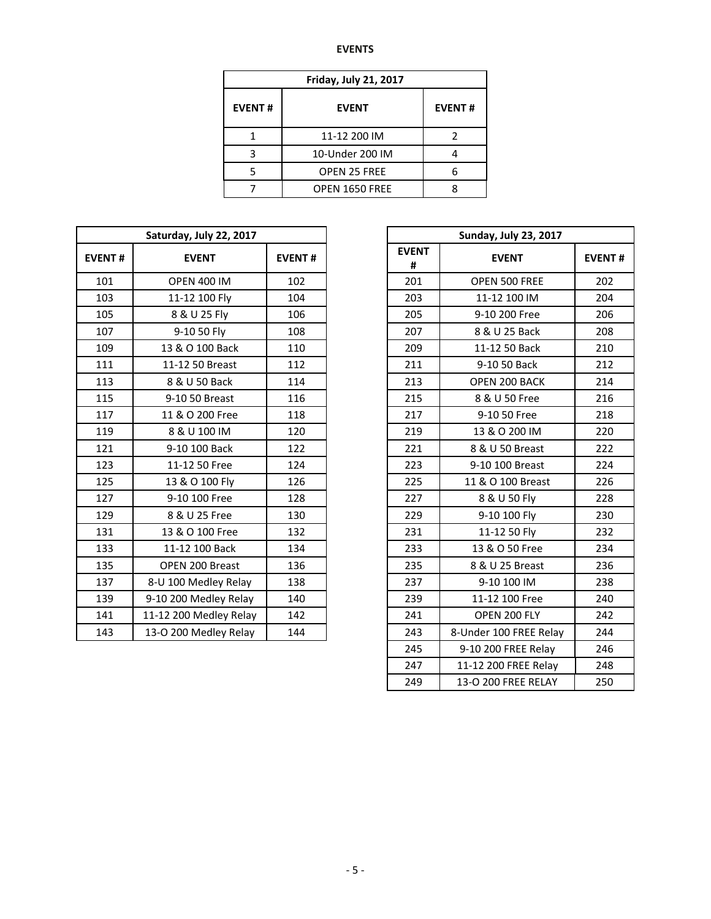## EVENTS

| Friday, July 21, 2017 | | |
|---|---|---|
| **EVENT #** | **EVENT** | **EVENT #** |
| 1 | 11-12 200 IM | 2 |
| 3 | 10-Under 200 IM | 4 |
| 5 | OPEN 25 FREE | 6 |
| 7 | OPEN 1650 FREE | 8 |

| Saturday, July 22, 2017 | | |
|---|---|---|
| **EVENT #** | **EVENT** | **EVENT #** |
| 101 | OPEN 400 IM | 102 |
| 103 | 11-12 100 Fly | 104 |
| 105 | 8 & U 25 Fly | 106 |
| 107 | 9-10 50 Fly | 108 |
| 109 | 13 & O 100 Back | 110 |
| 111 | 11-12 50 Breast | 112 |
| 113 | 8 & U 50 Back | 114 |
| 115 | 9-10 50 Breast | 116 |
| 117 | 11 & O 200 Free | 118 |
| 119 | 8 & U 100 IM | 120 |
| 121 | 9-10 100 Back | 122 |
| 123 | 11-12 50 Free | 124 |
| 125 | 13 & O 100 Fly | 126 |
| 127 | 9-10 100 Free | 128 |
| 129 | 8 & U 25 Free | 130 |
| 131 | 13 & O 100 Free | 132 |
| 133 | 11-12 100 Back | 134 |
| 135 | OPEN 200 Breast | 136 |
| 137 | 8-U 100 Medley Relay | 138 |
| 139 | 9-10 200 Medley Relay | 140 |
| 141 | 11-12 200 Medley Relay | 142 |
| 143 | 13-O 200 Medley Relay | 144 |

| Sunday, July 23, 2017 | | |
|---|---|---|
| **EVENT #** | **EVENT** | **EVENT #** |
| 201 | OPEN 500 FREE | 202 |
| 203 | 11-12 100 IM | 204 |
| 205 | 9-10 200 Free | 206 |
| 207 | 8 & U 25 Back | 208 |
| 209 | 11-12 50 Back | 210 |
| 211 | 9-10 50 Back | 212 |
| 213 | OPEN 200 BACK | 214 |
| 215 | 8 & U 50 Free | 216 |
| 217 | 9-10 50 Free | 218 |
| 219 | 13 & O 200 IM | 220 |
| 221 | 8 & U 50 Breast | 222 |
| 223 | 9-10 100 Breast | 224 |
| 225 | 11 & O 100 Breast | 226 |
| 227 | 8 & U 50 Fly | 228 |
| 229 | 9-10 100 Fly | 230 |
| 231 | 11-12 50 Fly | 232 |
| 233 | 13 & O 50 Free | 234 |
| 235 | 8 & U 25 Breast | 236 |
| 237 | 9-10 100 IM | 238 |
| 239 | 11-12 100 Free | 240 |
| 241 | OPEN 200 FLY | 242 |
| 243 | 8-Under 100 FREE Relay | 244 |
| 245 | 9-10 200 FREE Relay | 246 |
| 247 | 11-12 200 FREE Relay | 248 |
| 249 | 13-O 200 FREE RELAY | 250 |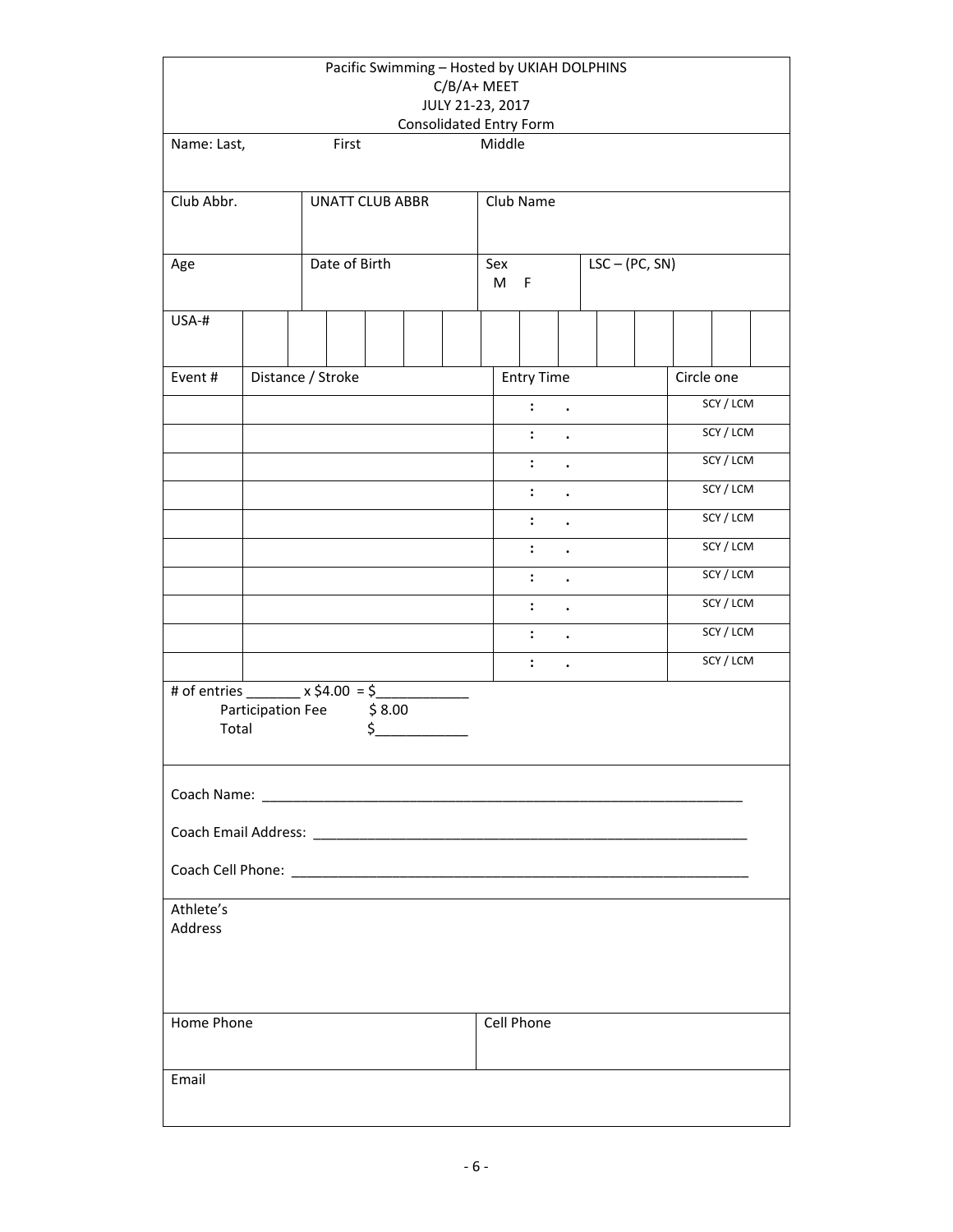Pacific Swimming – Hosted by UKIAH DOLPHINS
C/B/A+ MEET
JULY 21-23, 2017
Consolidated Entry Form

| | | | |
|---|---|---|---|
| Name: Last, | First | Middle | |
| Club Abbr. | UNATT CLUB ABBR | Club Name | |
| Age | Date of Birth | Sex M F | LSC – (PC, SN) |
| USA-# | | | |

| Event # | Distance / Stroke | Entry Time | Circle one |
|---|---|---|---|
| | | : . | SCY / LCM |
| | | : . | SCY / LCM |
| | | : . | SCY / LCM |
| | | : . | SCY / LCM |
| | | : . | SCY / LCM |
| | | : . | SCY / LCM |
| | | : . | SCY / LCM |
| | | : . | SCY / LCM |
| | | : . | SCY / LCM |
| | | : . | SCY / LCM |

# of entries _______ x $4.00 = $____________
Participation Fee $ 8.00
Total $____________

Coach Name: ________________________________________________________________

Coach Email Address: __________________________________________________________

Coach Cell Phone: _____________________________________________________________

Athlete's Address

| | |
|---|---|
| Home Phone | Cell Phone |

Email